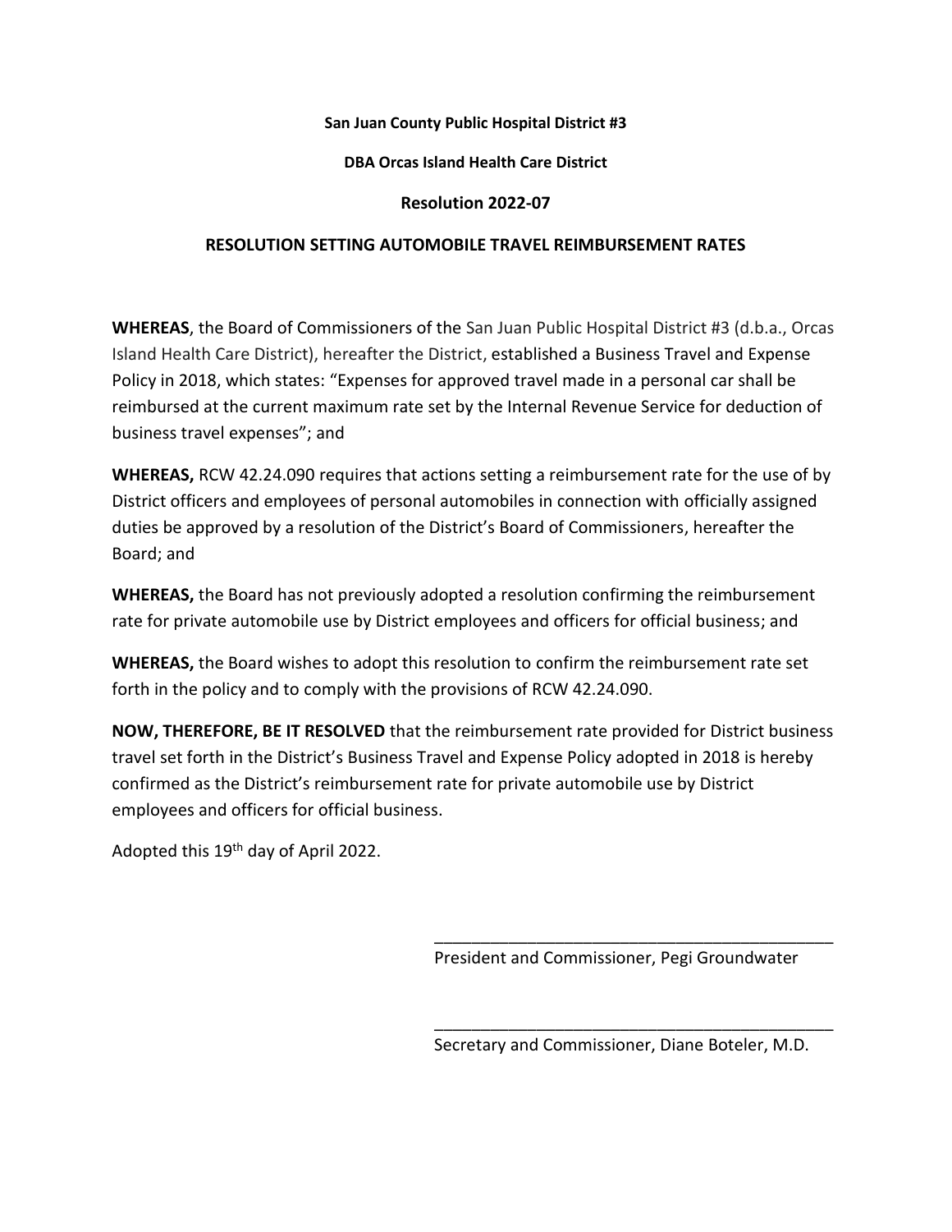**San Juan County Public Hospital District #3**

**DBA Orcas Island Health Care District**

**Resolution 2022-07**

**RESOLUTION SETTING AUTOMOBILE TRAVEL REIMBURSEMENT RATES**

**WHEREAS**, the Board of Commissioners of the San Juan Public Hospital District #3 (d.b.a., Orcas Island Health Care District), hereafter the District, established a Business Travel and Expense Policy in 2018, which states: "Expenses for approved travel made in a personal car shall be reimbursed at the current maximum rate set by the Internal Revenue Service for deduction of business travel expenses"; and

**WHEREAS,** RCW 42.24.090 requires that actions setting a reimbursement rate for the use of by District officers and employees of personal automobiles in connection with officially assigned duties be approved by a resolution of the District's Board of Commissioners, hereafter the Board; and

**WHEREAS,** the Board has not previously adopted a resolution confirming the reimbursement rate for private automobile use by District employees and officers for official business; and

**WHEREAS,** the Board wishes to adopt this resolution to confirm the reimbursement rate set forth in the policy and to comply with the provisions of RCW 42.24.090.

**NOW, THEREFORE, BE IT RESOLVED** that the reimbursement rate provided for District business travel set forth in the District's Business Travel and Expense Policy adopted in 2018 is hereby confirmed as the District's reimbursement rate for private automobile use by District employees and officers for official business.

Adopted this 19th day of April 2022.

\_\_\_\_\_\_\_\_\_\_\_\_\_\_\_\_\_\_\_\_\_\_\_\_\_\_\_\_\_\_\_\_\_\_\_\_\_\_\_\_\_\_\_\_

President and Commissioner, Pegi Groundwater

\_\_\_\_\_\_\_\_\_\_\_\_\_\_\_\_\_\_\_\_\_\_\_\_\_\_\_\_\_\_\_\_\_\_\_\_\_\_\_\_\_\_\_\_

Secretary and Commissioner, Diane Boteler, M.D.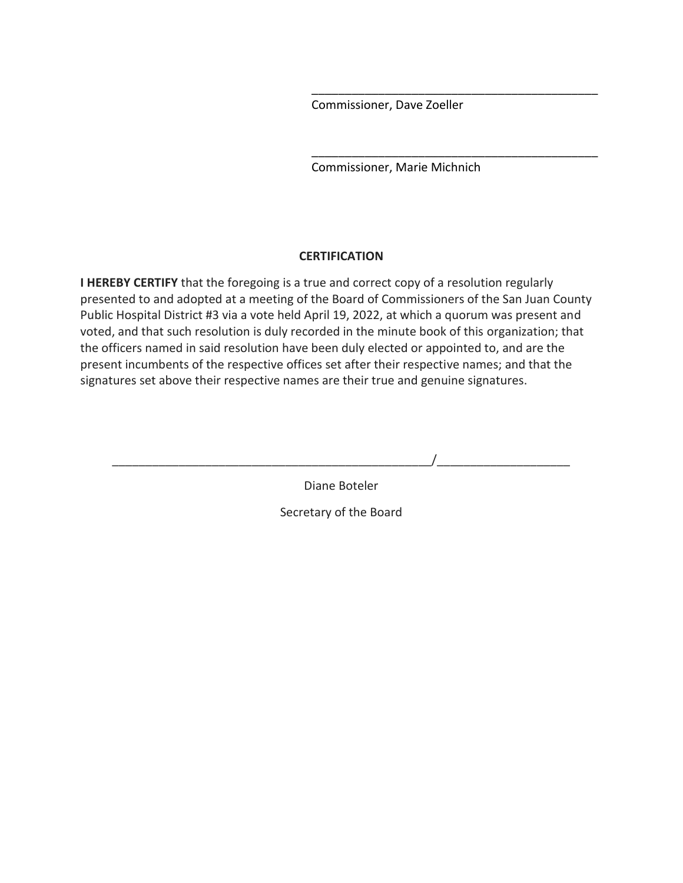\_\_\_\_\_\_\_\_\_\_\_\_\_\_\_\_\_\_\_\_\_\_\_\_\_\_\_\_\_\_\_\_\_\_\_\_\_\_\_\_\_\_\_\_

Commissioner, Dave Zoeller

\_\_\_\_\_\_\_\_\_\_\_\_\_\_\_\_\_\_\_\_\_\_\_\_\_\_\_\_\_\_\_\_\_\_\_\_\_\_\_\_\_\_\_\_

Commissioner, Marie Michnich

**CERTIFICATION**

**I HEREBY CERTIFY** that the foregoing is a true and correct copy of a resolution regularly presented to and adopted at a meeting of the Board of Commissioners of the San Juan County Public Hospital District #3 via a vote held April 19, 2022, at which a quorum was present and voted, and that such resolution is duly recorded in the minute book of this organization; that the officers named in said resolution have been duly elected or appointed to, and are the present incumbents of the respective offices set after their respective names; and that the signatures set above their respective names are their true and genuine signatures.

\_\_\_\_\_\_\_\_\_\_\_\_\_\_\_\_\_\_\_\_\_\_\_\_\_\_\_\_\_\_\_\_\_\_\_\_\_\_\_\_\_\_\_\_\_\_\_\_/\_\_\_\_\_\_\_\_\_\_\_\_\_\_\_\_\_\_\_\_

Diane Boteler

Secretary of the Board